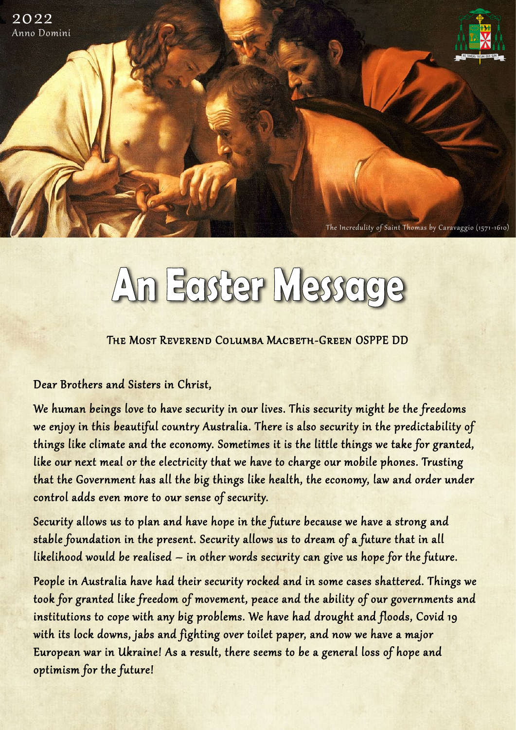2022
Anno Domini

The Incredulity of Saint Thomas by Caravaggio (1571-1610)

# An Easter Message

The Most Reverend Columba Macbeth-Green OSPPE DD

Dear Brothers and Sisters in Christ,

We human beings love to have security in our lives. This security might be the freedoms we enjoy in this beautiful country Australia. There is also security in the predictability of things like climate and the economy. Sometimes it is the little things we take for granted, like our next meal or the electricity that we have to charge our mobile phones. Trusting that the Government has all the big things like health, the economy, law and order under control adds even more to our sense of security.

Security allows us to plan and have hope in the future because we have a strong and stable foundation in the present. Security allows us to dream of a future that in all likelihood would be realised – in other words security can give us hope for the future.

People in Australia have had their security rocked and in some cases shattered. Things we took for granted like freedom of movement, peace and the ability of our governments and institutions to cope with any big problems. We have had drought and floods, Covid 19 with its lock downs, jabs and fighting over toilet paper, and now we have a major European war in Ukraine! As a result, there seems to be a general loss of hope and optimism for the future!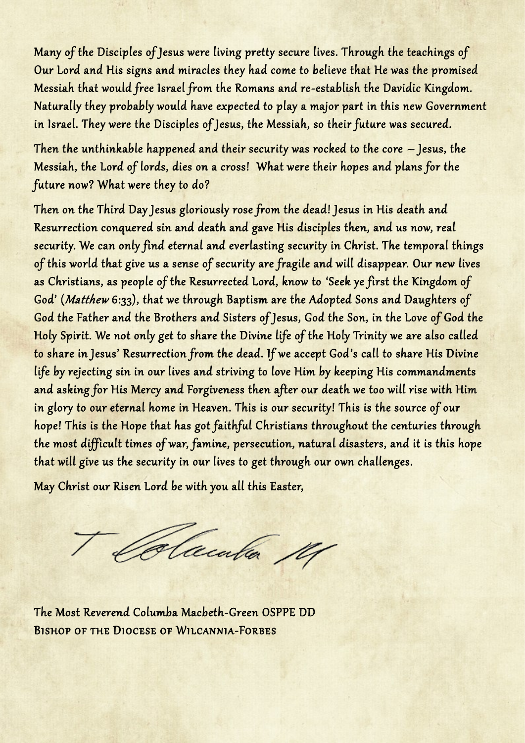Many of the Disciples of Jesus were living pretty secure lives. Through the teachings of Our Lord and His signs and miracles they had come to believe that He was the promised Messiah that would free Israel from the Romans and re-establish the Davidic Kingdom. Naturally they probably would have expected to play a major part in this new Government in Israel. They were the Disciples of Jesus, the Messiah, so their future was secured.

Then the unthinkable happened and their security was rocked to the core – Jesus, the Messiah, the Lord of lords, dies on a cross! What were their hopes and plans for the future now? What were they to do?

Then on the Third Day Jesus gloriously rose from the dead! Jesus in His death and Resurrection conquered sin and death and gave His disciples then, and us now, real security. We can only find eternal and everlasting security in Christ. The temporal things of this world that give us a sense of security are fragile and will disappear. Our new lives as Christians, as people of the Resurrected Lord, know to 'Seek ye first the Kingdom of God' (*Matthew* 6:33), that we through Baptism are the Adopted Sons and Daughters of God the Father and the Brothers and Sisters of Jesus, God the Son, in the Love of God the Holy Spirit. We not only get to share the Divine life of the Holy Trinity we are also called to share in Jesus' Resurrection from the dead. If we accept God's call to share His Divine life by rejecting sin in our lives and striving to love Him by keeping His commandments and asking for His Mercy and Forgiveness then after our death we too will rise with Him in glory to our eternal home in Heaven. This is our security! This is the source of our hope! This is the Hope that has got faithful Christians throughout the centuries through the most difficult times of war, famine, persecution, natural disasters, and it is this hope that will give us the security in our lives to get through our own challenges.

May Christ our Risen Lord be with you all this Easter,

The Most Reverend Columba Macbeth-Green OSPPE DD
Bishop of the Diocese of Wilcannia-Forbes